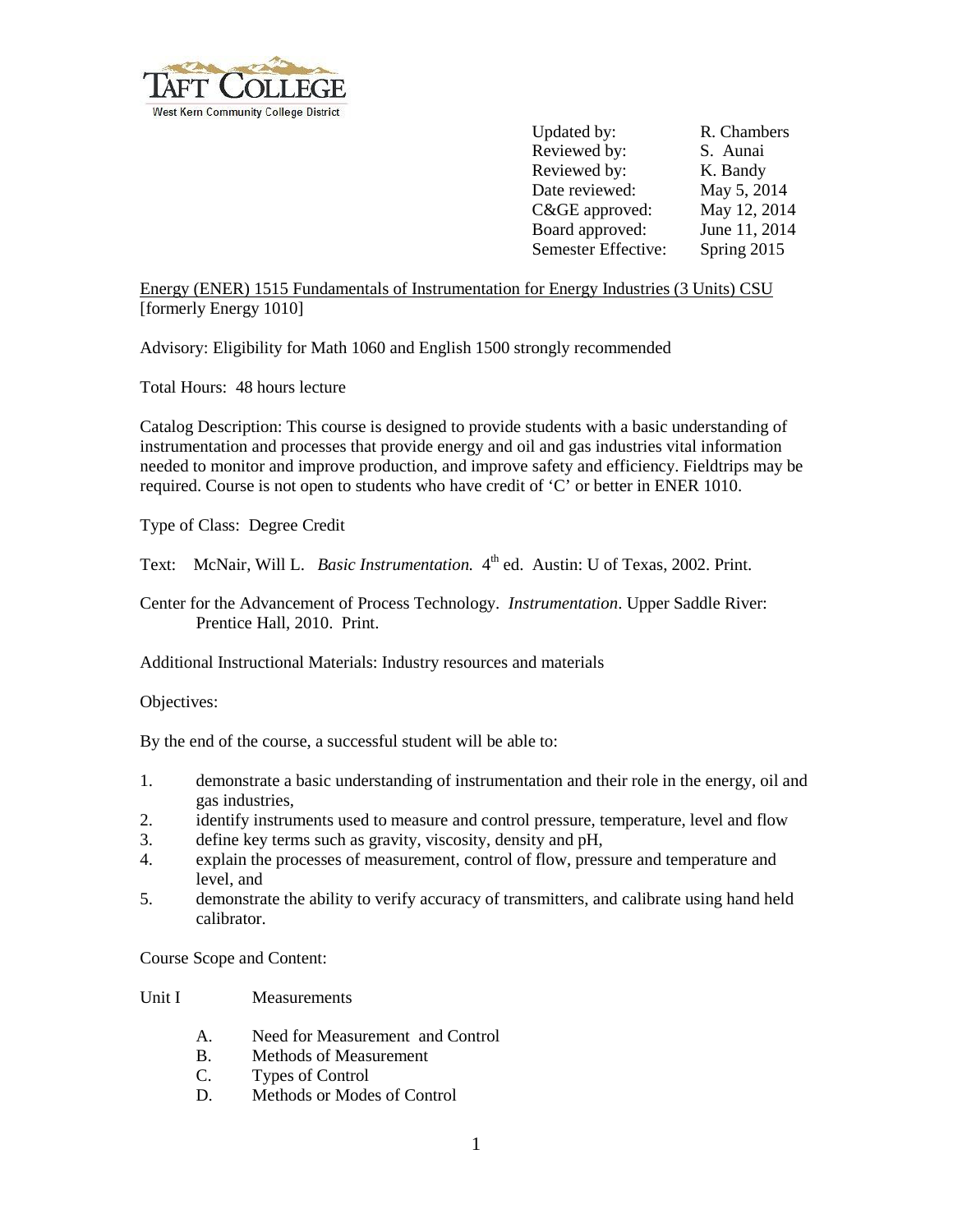**TAFT COLLEGE**
West Kern Community College District

| | |
|---|---|
| Updated by: | R. Chambers |
| Reviewed by: | S. Aunai |
| Reviewed by: | K. Bandy |
| Date reviewed: | May 5, 2014 |
| C&GE approved: | May 12, 2014 |
| Board approved: | June 11, 2014 |
| Semester Effective: | Spring 2015 |

Energy (ENER) 1515 Fundamentals of Instrumentation for Energy Industries (3 Units) CSU
[formerly Energy 1010]

Advisory: Eligibility for Math 1060 and English 1500 strongly recommended

Total Hours: 48 hours lecture

Catalog Description: This course is designed to provide students with a basic understanding of instrumentation and processes that provide energy and oil and gas industries vital information needed to monitor and improve production, and improve safety and efficiency. Fieldtrips may be required. Course is not open to students who have credit of 'C' or better in ENER 1010.

Type of Class: Degree Credit

Text: McNair, Will L. *Basic Instrumentation.* 4th ed. Austin: U of Texas, 2002. Print.

Center for the Advancement of Process Technology. *Instrumentation*. Upper Saddle River: Prentice Hall, 2010. Print.

Additional Instructional Materials: Industry resources and materials

Objectives:

By the end of the course, a successful student will be able to:

1. demonstrate a basic understanding of instrumentation and their role in the energy, oil and gas industries,
2. identify instruments used to measure and control pressure, temperature, level and flow
3. define key terms such as gravity, viscosity, density and pH,
4. explain the processes of measurement, control of flow, pressure and temperature and level, and
5. demonstrate the ability to verify accuracy of transmitters, and calibrate using hand held calibrator.

Course Scope and Content:

Unit I Measurements

- A. Need for Measurement and Control
- B. Methods of Measurement
- C. Types of Control
- D. Methods or Modes of Control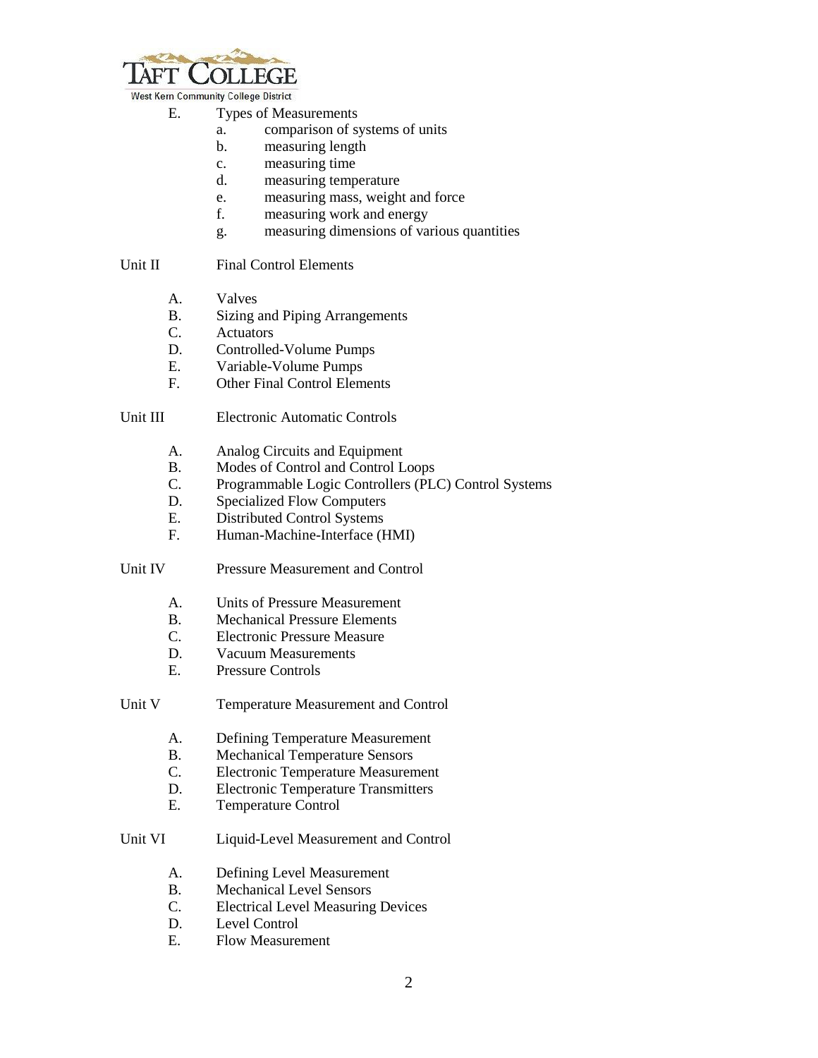E. Types of Measurements
  a. comparison of systems of units
  b. measuring length
  c. measuring time
  d. measuring temperature
  e. measuring mass, weight and force
  f. measuring work and energy
  g. measuring dimensions of various quantities

Unit II Final Control Elements

A. Valves
B. Sizing and Piping Arrangements
C. Actuators
D. Controlled-Volume Pumps
E. Variable-Volume Pumps
F. Other Final Control Elements

Unit III Electronic Automatic Controls

A. Analog Circuits and Equipment
B. Modes of Control and Control Loops
C. Programmable Logic Controllers (PLC) Control Systems
D. Specialized Flow Computers
E. Distributed Control Systems
F. Human-Machine-Interface (HMI)

Unit IV Pressure Measurement and Control

A. Units of Pressure Measurement
B. Mechanical Pressure Elements
C. Electronic Pressure Measure
D. Vacuum Measurements
E. Pressure Controls

Unit V Temperature Measurement and Control

A. Defining Temperature Measurement
B. Mechanical Temperature Sensors
C. Electronic Temperature Measurement
D. Electronic Temperature Transmitters
E. Temperature Control

Unit VI Liquid-Level Measurement and Control

A. Defining Level Measurement
B. Mechanical Level Sensors
C. Electrical Level Measuring Devices
D. Level Control
E. Flow Measurement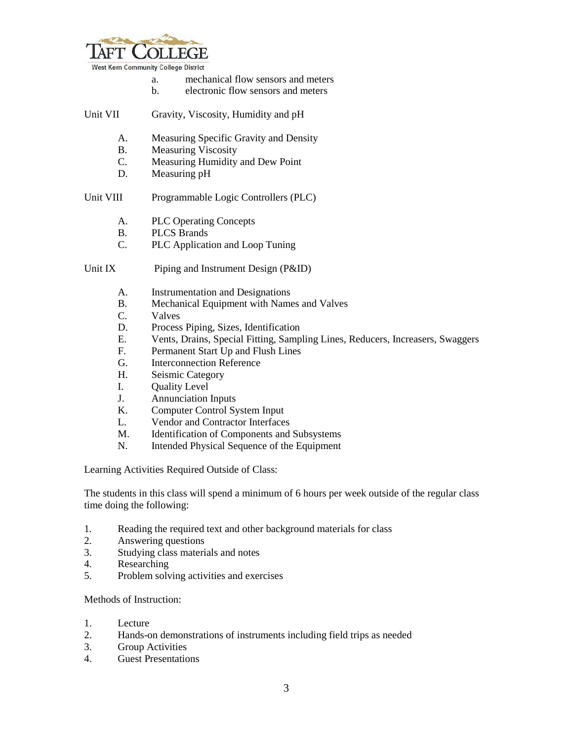a. mechanical flow sensors and meters
   b. electronic flow sensors and meters

Unit VII Gravity, Viscosity, Humidity and pH

A. Measuring Specific Gravity and Density
B. Measuring Viscosity
C. Measuring Humidity and Dew Point
D. Measuring pH

Unit VIII Programmable Logic Controllers (PLC)

A. PLC Operating Concepts
B. PLCS Brands
C. PLC Application and Loop Tuning

Unit IX Piping and Instrument Design (P&ID)

A. Instrumentation and Designations
B. Mechanical Equipment with Names and Valves
C. Valves
D. Process Piping, Sizes, Identification
E. Vents, Drains, Special Fitting, Sampling Lines, Reducers, Increasers, Swaggers
F. Permanent Start Up and Flush Lines
G. Interconnection Reference
H. Seismic Category
I. Quality Level
J. Annunciation Inputs
K. Computer Control System Input
L. Vendor and Contractor Interfaces
M. Identification of Components and Subsystems
N. Intended Physical Sequence of the Equipment

Learning Activities Required Outside of Class:

The students in this class will spend a minimum of 6 hours per week outside of the regular class time doing the following:

1. Reading the required text and other background materials for class
2. Answering questions
3. Studying class materials and notes
4. Researching
5. Problem solving activities and exercises

Methods of Instruction:

1. Lecture
2. Hands-on demonstrations of instruments including field trips as needed
3. Group Activities
4. Guest Presentations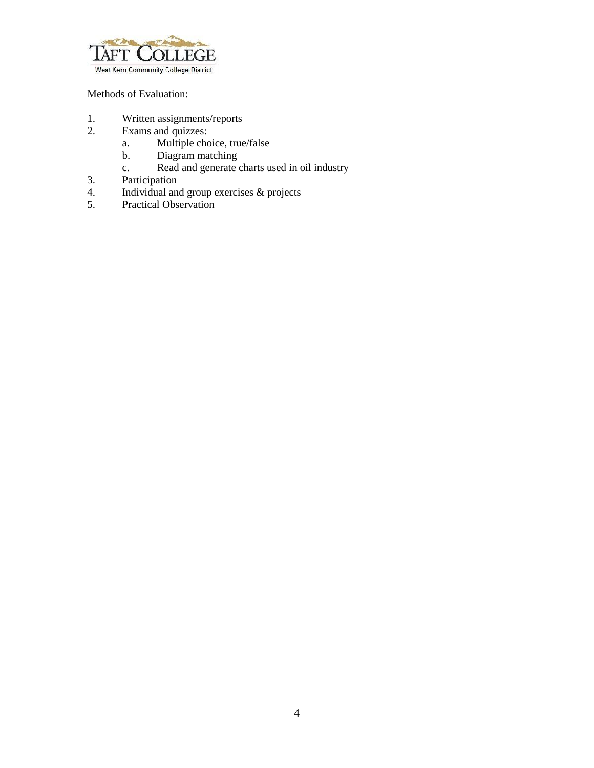Methods of Evaluation:

1. Written assignments/reports
2. Exams and quizzes:
   a. Multiple choice, true/false
   b. Diagram matching
   c. Read and generate charts used in oil industry
3. Participation
4. Individual and group exercises & projects
5. Practical Observation